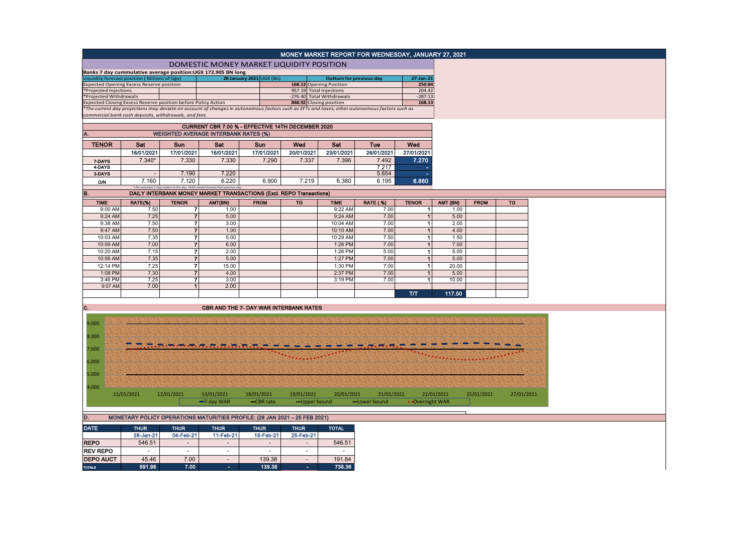# MONEY MARKET REPORT FOR WEDNESDAY, JANUARY 27, 2021

## DOMESTIC MONEY MARKET LIQUIDITY POSITION

**Banks 7 day cummulative average position:UGX 172.905 BN long**

| Liquidity forecast position ( Billions of Ugx) | | 28 January 2021 UGX (Bn) | Outturn for previous day | 27-Jan-21 |
|---|---|---|---|---|
| Expected Opening Excess Reserve position | | 168.13 | Opening Position | 250.84 |
| *Projected Injections | | 957.19 | Total Injections | 204.42 |
| *Projected Withdrawals | | -276.40 | Total Withdrawals | -287.13 |
| Expected Closing Excess Reserve position before Policy Action | | 848.92 | Closing position | 168.13 |

*The current day projections may deviate on account of changes in autonomous factors such as EFTs and taxes; other autonomous factors such as commercial bank cash deposits, withdrawals, and fees.*

## CURRENT CBR 7.00 % - EFFECTIVE 14TH DECEMBER 2020

### A. WEIGHTED AVERAGE INTERBANK RATES (%)

| TENOR | Sat | Sun | Sat | Sun | Wed | Sat | Tue | Wed |
|---|---|---|---|---|---|---|---|---|
| | 16/01/2021 | 17/01/2021 | 16/01/2021 | 17/01/2021 | 20/01/2021 | 23/01/2021 | 26/01/2021 | 27/01/2021 |
| 7-DAYS | 7.340* | 7.330 | 7.330 | 7.290 | 7.337 | 7.396 | 7.492 | 7.270 |
| 4-DAYS | | | | | | | 7.217 | - |
| 3-DAYS | - | 7.190 | 7.220 | | | | 5.654 | - |
| O/N | 7.160 | 7.120 | 6.220 | 6.900 | 7.219 | 6.380 | 6.195 | 6.860 |

*=No executed 7-Day trades on the day. WAR carried forward from previous day.

### B. DAILY INTERBANK MONEY MARKET TRANSACTIONS (Excl. REPO Transactions)

| TIME | RATE(%) | TENOR | AMT(BN) | FROM | TO | TIME | RATE ( %) | TENOR | AMT (BN) | FROM | TO |
|---|---|---|---|---|---|---|---|---|---|---|---|
| 9:00 AM | 7.50 | 7 | 1.00 | | | 9:22 AM | 7.00 | 1 | 1.00 | | |
| 9:24 AM | 7.25 | 7 | 5.00 | | | 9:24 AM | 7.00 | 1 | 5.00 | | |
| 9:38 AM | 7.50 | 7 | 3.00 | | | 10:04 AM | 7.00 | 1 | 2.00 | | |
| 9:47 AM | 7.50 | 7 | 1.00 | | | 10:10 AM | 7.00 | 1 | 4.00 | | |
| 10:03 AM | 7.35 | 7 | 5.00 | | | 10:29 AM | 7.50 | 1 | 1.50 | | |
| 10:09 AM | 7.00 | 7 | 6.00 | | | 1:26 PM | 7.00 | 1 | 7.00 | | |
| 10:20 AM | 7.15 | 7 | 2.00 | | | 1:26 PM | 5.00 | 1 | 5.00 | | |
| 10:56 AM | 7.35 | 7 | 5.00 | | | 1:27 PM | 7.00 | 1 | 5.00 | | |
| 12:14 PM | 7.25 | 7 | 15.00 | | | 1:30 PM | 7.00 | 1 | 20.00 | | |
| 1:08 PM | 7.30 | 7 | 4.00 | | | 2:37 PM | 7.00 | 1 | 5.00 | | |
| 3:46 PM | 7.25 | 7 | 3.00 | | | 3:19 PM | 7.00 | 1 | 10.00 | | |
| 9:07 AM | 7.00 | 1 | 2.00 | | | | | | | | |
| | | | | | | | | T/T | 117.50 | | |

### C. CBR AND THE 7- DAY WAR INTERBANK RATES

### D. MONETARY POLICY OPERATIONS MATURITIES PROFILE: (28 JAN 2021 – 25 FEB 2021)

| DATE | THUR | THUR | THUR | THUR | THUR | TOTAL |
|---|---|---|---|---|---|---|
| | 28-Jan-21 | 04-Feb-21 | 11-Feb-21 | 18-Feb-21 | 25-Feb-21 | |
| REPO | 546.51 | - | - | - | - | 546.51 |
| REV REPO | - | - | - | - | - | - |
| DEPO AUCT | 45.46 | 7.00 | - | 139.38 | - | 191.84 |
| TOTALS | 591.98 | 7.00 | - | 139.38 | - | 738.36 |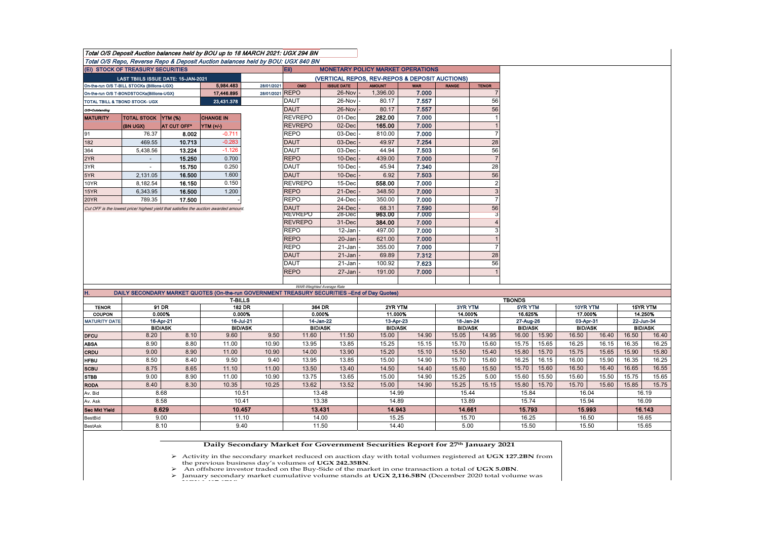Total O/S Deposit Auction balances held by BOU up to 18 MARCH 2021: UGX 294 BN

Total O/S Repo, Reverse Repo & Deposit Auction balances held by BOU: UGX 840 BN

**(EI) STOCK OF TREASURY SECURITIES**

| LAST TBIILS ISSUE DATE: 15-JAN-2021 | | | |
|---|---|---|---|
| On-the-run O/S T-BILL STOCKs (Billions-UGX) | | 5,984.483 | 28/01/2021 |
| On-the-run O/S T-BONDSTOCKs(Billions-UGX) | | 17,446.895 | 28/01/2021 |
| TOTAL TBILL & TBOND STOCK- UGX | | 23,431.378 | |

O/S=Outstanding

| MATURITY | TOTAL STOCK (BN UGX) | YTM (%) AT CUT OFF* | CHANGE IN YTM (+/-) |
|---|---|---|---|
| 91 | 76.37 | 8.002 | -0.711 |
| 182 | 469.55 | 10.713 | -0.283 |
| 364 | 5,438.56 | 13.224 | -1.126 |
| 2YR | - | 15.250 | 0.700 |
| 3YR | - | 15.750 | 0.250 |
| 5YR | 2,131.05 | 16.500 | 1.600 |
| 10YR | 8,182.54 | 16.150 | 0.150 |
| 15YR | 6,343.95 | 16.500 | 1.200 |
| 20YR | 789.35 | 17.500 | - |

Cut OFF is the lowest price/ highest yield that satisfies the auction awarded amount.

**Eii) MONETARY POLICY MARKET OPERATIONS**

**(VERTICAL REPOS, REV-REPOS & DEPOSIT AUCTIONS)**

| OMO | ISSUE DATE | AMOUNT | WAR | RANGE | TENOR |
|---|---|---|---|---|---|
| REPO | 26-Nov | 1,396.00 | 7.000 | | 7 |
| DAUT | 26-Nov | 80.17 | 7.557 | | 56 |
| DAUT | 26-Nov | 80.17 | 7.557 | | 56 |
| REVREPO | 01-Dec | 282.00 | 7.000 | | 1 |
| REVREPO | 02-Dec | 165.00 | 7.000 | | 1 |
| REPO | 03-Dec | 810.00 | 7.000 | | 7 |
| DAUT | 03-Dec | 49.97 | 7.254 | | 28 |
| DAUT | 03-Dec | 44.94 | 7.503 | | 56 |
| REPO | 10-Dec | 439.00 | 7.000 | | 7 |
| DAUT | 10-Dec | 45.94 | 7.340 | | 28 |
| DAUT | 10-Dec | 6.92 | 7.503 | | 56 |
| REVREPO | 15-Dec | 558.00 | 7.000 | | 2 |
| REPO | 21-Dec | 348.50 | 7.000 | | 3 |
| REPO | 24-Dec | 350.00 | 7.000 | | 7 |
| DAUT | 24-Dec | 68.31 | 7.590 | | 56 |
| REVREPO | 28-Dec | 963.00 | 7.000 | | 3 |
| REVREPO | 31-Dec | 384.00 | 7.000 | | 4 |
| REPO | 12-Jan | 497.00 | 7.000 | | 3 |
| REPO | 20-Jan | 621.00 | 7.000 | | 1 |
| REPO | 21-Jan | 355.00 | 7.000 | | 7 |
| DAUT | 21-Jan | 69.89 | 7.312 | | 28 |
| DAUT | 21-Jan | 100.92 | 7.623 | | 56 |
| REPO | 27-Jan | 191.00 | 7.000 | | 1 |

WAR-Weighted Average Rate

**H. DAILY SECONDARY MARKET QUOTES (On-the-run GOVERNMENT TREASURY SECURITIES –End of Day Quotes)**

| | T-BILLS | | | | | | TBONDS | | | | | | | | | | | |
|---|---|---|---|---|---|---|---|---|---|---|---|---|---|---|---|---|---|---|
| TENOR | 91 DR | | 182 DR | | 364 DR | | 2YR YTM | | 3YR YTM | | 5YR YTM | | 10YR YTM | | 15YR YTM | |
| COUPON | 0.000% | | 0.000% | | 0.000% | | 11.000% | | 14.000% | | 16.625% | | 17.000% | | 14.250% | |
| MATURITY DATE | 16-Apr-21 | | 16-Jul-21 | | 14-Jan-22 | | 13-Apr-23 | | 18-Jan-24 | | 27-Aug-26 | | 03-Apr-31 | | 22-Jun-34 | |
| | BID/ASK | | BID/ASK | | BID/ASK | | BID/ASK | | BID/ASK | | BID/ASK | | BID/ASK | | BID/ASK | |
| DFCU | 8.20 | 8.10 | 9.60 | 9.50 | 11.60 | 11.50 | 15.00 | 14.90 | 15.05 | 14.95 | 16.00 | 15.90 | 16.50 | 16.40 | 16.50 | 16.40 |
| ABSA | 8.90 | 8.80 | 11.00 | 10.90 | 13.95 | 13.85 | 15.25 | 15.15 | 15.70 | 15.60 | 15.75 | 15.65 | 16.25 | 16.15 | 16.35 | 16.25 |
| CRDU | 9.00 | 8.90 | 11.00 | 10.90 | 14.00 | 13.90 | 15.20 | 15.10 | 15.50 | 15.40 | 15.80 | 15.70 | 15.75 | 15.65 | 15.90 | 15.80 |
| HFBU | 8.50 | 8.40 | 9.50 | 9.40 | 13.95 | 13.85 | 15.00 | 14.90 | 15.70 | 15.60 | 16.25 | 16.15 | 16.00 | 15.90 | 16.35 | 16.25 |
| SCBU | 8.75 | 8.65 | 11.10 | 11.00 | 13.50 | 13.40 | 14.50 | 14.40 | 15.60 | 15.50 | 15.70 | 15.60 | 16.50 | 16.40 | 16.65 | 16.55 |
| STBB | 9.00 | 8.90 | 11.00 | 10.90 | 13.75 | 13.65 | 15.00 | 14.90 | 15.25 | 5.00 | 15.60 | 15.50 | 15.60 | 15.50 | 15.75 | 15.65 |
| RODA | 8.40 | 8.30 | 10.35 | 10.25 | 13.62 | 13.52 | 15.00 | 14.90 | 15.25 | 15.15 | 15.80 | 15.70 | 15.70 | 15.60 | 15.85 | 15.75 |
| Av. Bid | 8.68 | | 10.51 | | 13.48 | | 14.99 | | 15.44 | | 15.84 | | 16.04 | | 16.19 | |
| Av. Ask | 8.58 | | 10.41 | | 13.38 | | 14.89 | | 13.89 | | 15.74 | | 15.94 | | 16.09 | |
| Sec Mkt Yield | 8.629 | | 10.457 | | 13.431 | | 14.943 | | 14.661 | | 15.793 | | 15.993 | | 16.143 | |
| BestBid | 9.00 | | 11.10 | | 14.00 | | 15.25 | | 15.70 | | 16.25 | | 16.50 | | 16.65 | |
| BestAsk | 8.10 | | 9.40 | | 11.50 | | 14.40 | | 5.00 | | 15.50 | | 15.50 | | 15.65 | |

**Daily Secondary Market for Government Securities Report for 27th January 2021**

- Activity in the secondary market reduced on auction day with total volumes registered at **UGX 127.2BN** from the previous business day's volumes of **UGX 242.35BN**.
- An offshore investor traded on the Buy-Side of the market in one transaction a total of **UGX 5.0BN**.
- January secondary market cumulative volume stands at **UGX 2,116.5BN** (December 2020 total volume was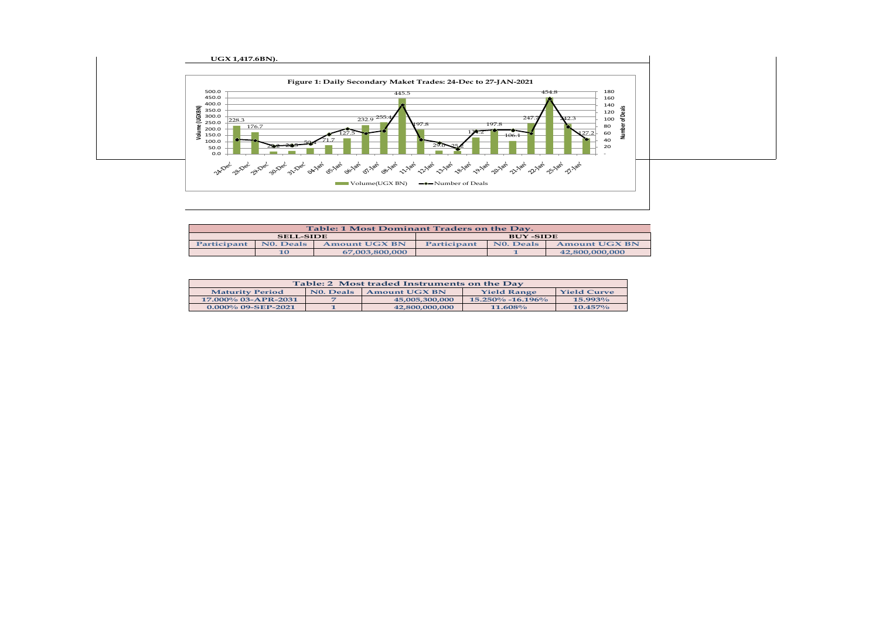UGX 1,417.6BN).

**Figure 1: Daily Secondary Maket Trades: 24-Dec to 27-JAN-2021**

Volume (UGX BN)

500.0
450.0
400.0
350.0
300.0
250.0
200.0
150.0
100.0
50.0
0.0

Number of Deals

180
160
140
120
100
80
60
40
20
-

228.3
176.7
22.2
24.5
50.4
71.7
127.5
232.9
255.4
445.5
197.8
29.0
25.2
134.2
197.8
106.1
247.7
454.8
242.3
127.2

24-Dec' 28-Dec' 29-Dec' 30-Dec' 31-Dec' 04-Jan' 05-Jan' 06-Jan' 07-Jan' 08-Jan' 11-Jan' 12-Jan' 13-Jan' 18-Jan' 19-Jan' 20-Jan' 21-Jan' 22-Jan' 25-Jan' 27-Jan'

Volume(UGX BN)
Number of Deals

| Table: 1 Most Dominant Traders on the Day. | | | | | |
|---|---|---|---|---|---|
| SELL-SIDE | | | BUY -SIDE | | |
| Participant | N0. Deals | Amount UGX BN | Participant | N0. Deals | Amount UGX BN |
| | 10 | 67,003,800,000 | | 1 | 42,800,000,000 |

| Table: 2 Most traded Instruments on the Day | | | | |
|---|---|---|---|---|
| Maturity Period | N0. Deals | Amount UGX BN | Yield Range | Yield Curve |
| 17.000% 03-APR-2031 | 7 | 45,005,300,000 | 15.250% -16.196% | 15.993% |
| 0.000% 09-SEP-2021 | 1 | 42,800,000,000 | 11.608% | 10.457% |